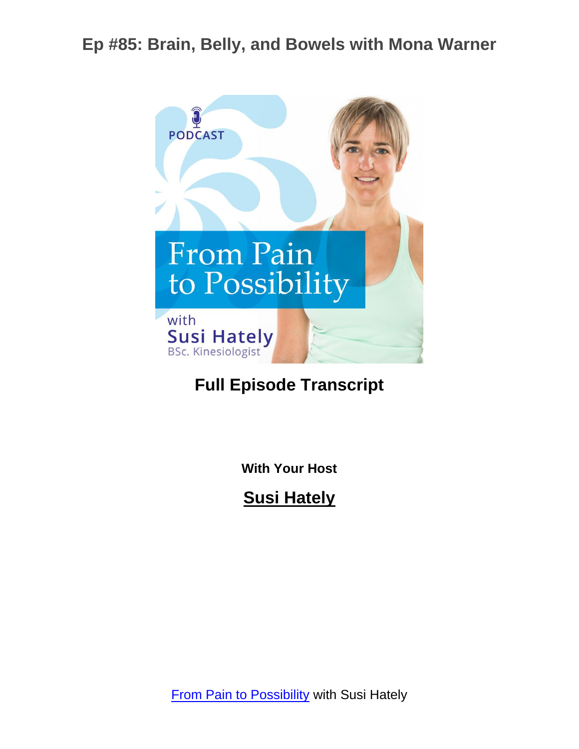# Ep #85: Brain, Belly, and Bowels with Mona Warner

PODCAST

From Pain to Possibility

with Susi Hately

BSc. Kinesiologist

## Full Episode Transcript

**With Your Host**

**Susi Hately**

From Pain to Possibility with Susi Hately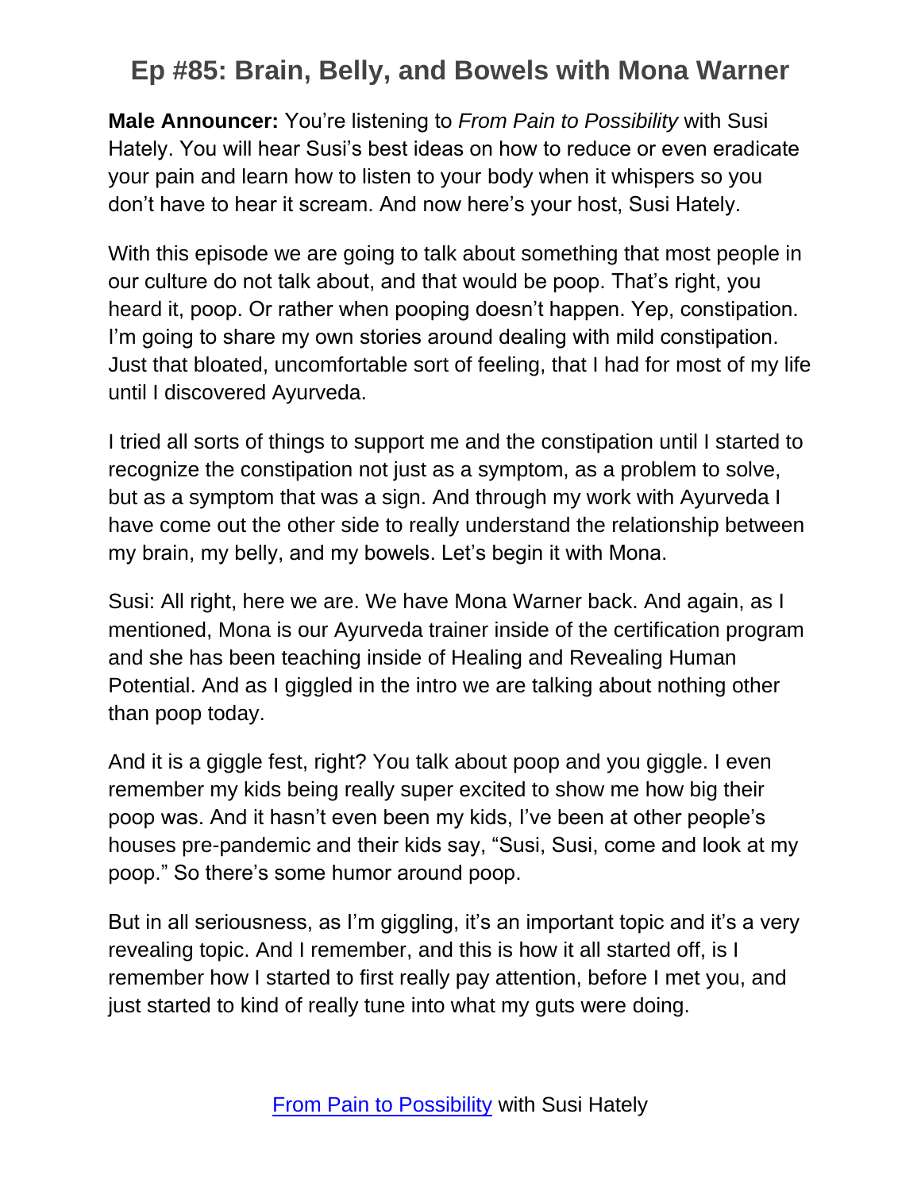# Ep #85: Brain, Belly, and Bowels with Mona Warner

**Male Announcer:** You're listening to *From Pain to Possibility* with Susi Hately. You will hear Susi's best ideas on how to reduce or even eradicate your pain and learn how to listen to your body when it whispers so you don't have to hear it scream. And now here's your host, Susi Hately.

With this episode we are going to talk about something that most people in our culture do not talk about, and that would be poop. That's right, you heard it, poop. Or rather when pooping doesn't happen. Yep, constipation. I'm going to share my own stories around dealing with mild constipation. Just that bloated, uncomfortable sort of feeling, that I had for most of my life until I discovered Ayurveda.

I tried all sorts of things to support me and the constipation until I started to recognize the constipation not just as a symptom, as a problem to solve, but as a symptom that was a sign. And through my work with Ayurveda I have come out the other side to really understand the relationship between my brain, my belly, and my bowels. Let's begin it with Mona.

Susi: All right, here we are. We have Mona Warner back. And again, as I mentioned, Mona is our Ayurveda trainer inside of the certification program and she has been teaching inside of Healing and Revealing Human Potential. And as I giggled in the intro we are talking about nothing other than poop today.

And it is a giggle fest, right? You talk about poop and you giggle. I even remember my kids being really super excited to show me how big their poop was. And it hasn't even been my kids, I've been at other people's houses pre-pandemic and their kids say, "Susi, Susi, come and look at my poop." So there's some humor around poop.

But in all seriousness, as I'm giggling, it's an important topic and it's a very revealing topic. And I remember, and this is how it all started off, is I remember how I started to first really pay attention, before I met you, and just started to kind of really tune into what my guts were doing.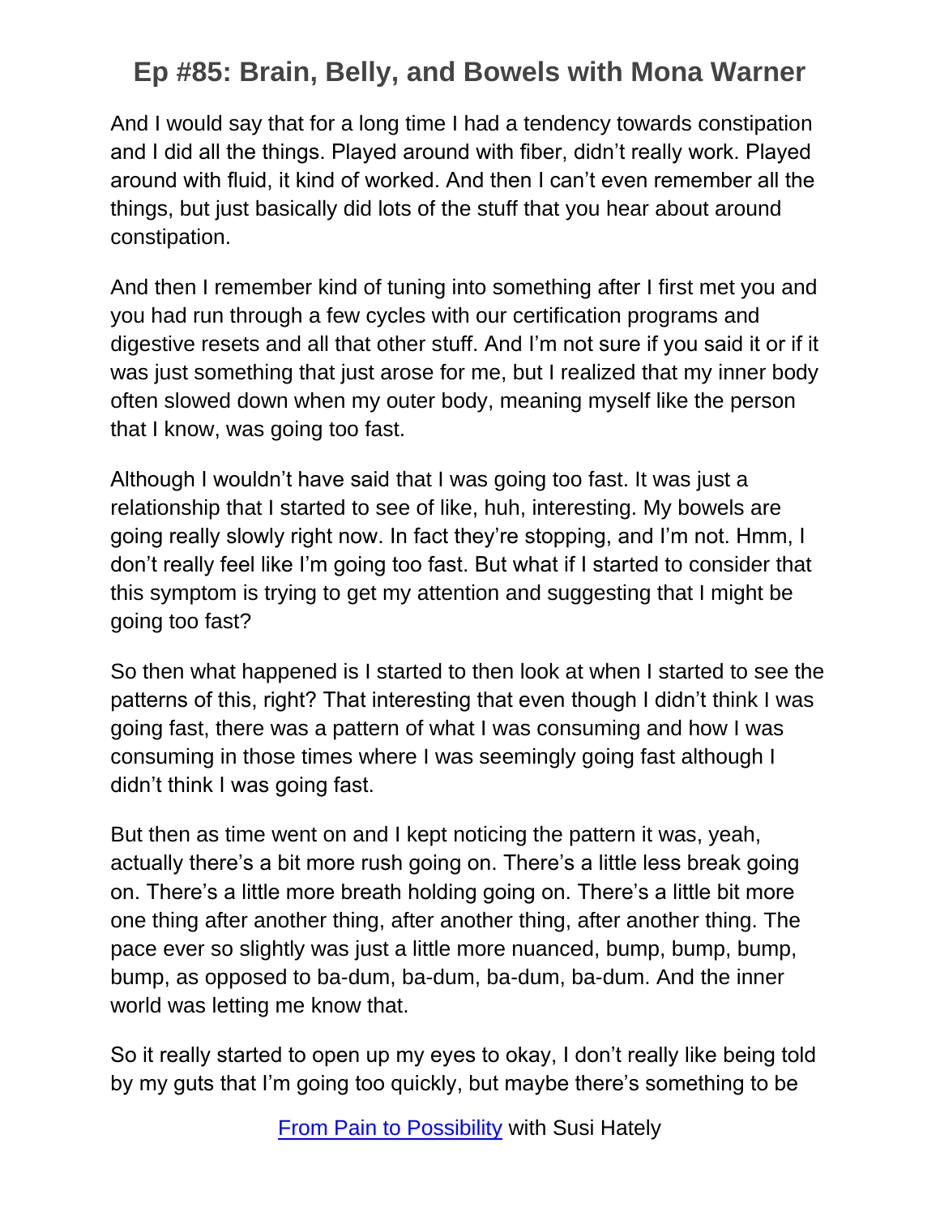And I would say that for a long time I had a tendency towards constipation and I did all the things. Played around with fiber, didn't really work. Played around with fluid, it kind of worked. And then I can't even remember all the things, but just basically did lots of the stuff that you hear about around constipation.

And then I remember kind of tuning into something after I first met you and you had run through a few cycles with our certification programs and digestive resets and all that other stuff. And I'm not sure if you said it or if it was just something that just arose for me, but I realized that my inner body often slowed down when my outer body, meaning myself like the person that I know, was going too fast.

Although I wouldn't have said that I was going too fast. It was just a relationship that I started to see of like, huh, interesting. My bowels are going really slowly right now. In fact they're stopping, and I'm not. Hmm, I don't really feel like I'm going too fast. But what if I started to consider that this symptom is trying to get my attention and suggesting that I might be going too fast?

So then what happened is I started to then look at when I started to see the patterns of this, right? That interesting that even though I didn't think I was going fast, there was a pattern of what I was consuming and how I was consuming in those times where I was seemingly going fast although I didn't think I was going fast.

But then as time went on and I kept noticing the pattern it was, yeah, actually there's a bit more rush going on. There's a little less break going on. There's a little more breath holding going on. There's a little bit more one thing after another thing, after another thing, after another thing. The pace ever so slightly was just a little more nuanced, bump, bump, bump, bump, as opposed to ba-dum, ba-dum, ba-dum, ba-dum. And the inner world was letting me know that.

So it really started to open up my eyes to okay, I don't really like being told by my guts that I'm going too quickly, but maybe there's something to be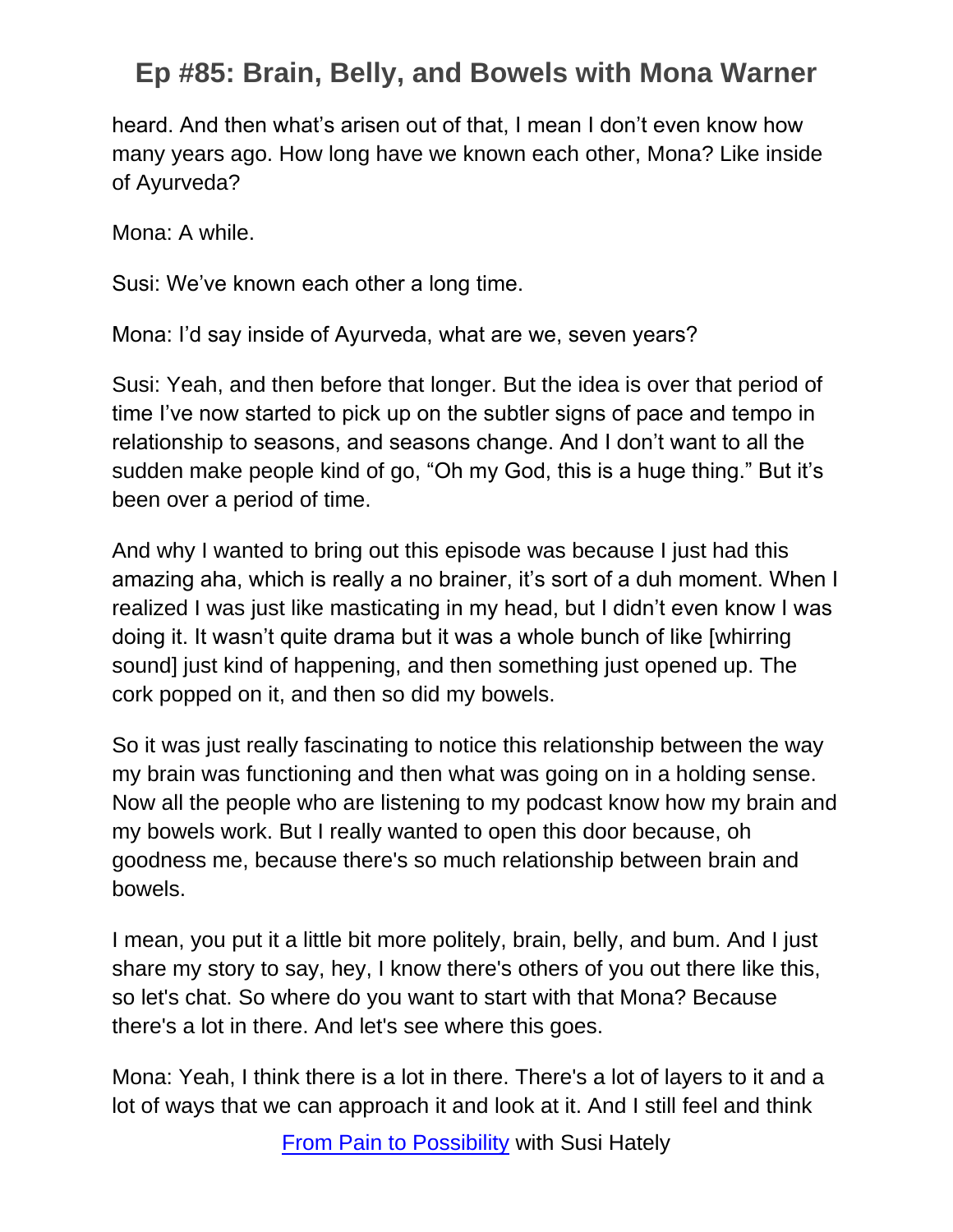heard. And then what's arisen out of that, I mean I don't even know how many years ago. How long have we known each other, Mona? Like inside of Ayurveda?

Mona: A while.

Susi: We've known each other a long time.

Mona: I'd say inside of Ayurveda, what are we, seven years?

Susi: Yeah, and then before that longer. But the idea is over that period of time I've now started to pick up on the subtler signs of pace and tempo in relationship to seasons, and seasons change. And I don't want to all the sudden make people kind of go, "Oh my God, this is a huge thing." But it's been over a period of time.

And why I wanted to bring out this episode was because I just had this amazing aha, which is really a no brainer, it's sort of a duh moment. When I realized I was just like masticating in my head, but I didn't even know I was doing it. It wasn't quite drama but it was a whole bunch of like [whirring sound] just kind of happening, and then something just opened up. The cork popped on it, and then so did my bowels.

So it was just really fascinating to notice this relationship between the way my brain was functioning and then what was going on in a holding sense. Now all the people who are listening to my podcast know how my brain and my bowels work. But I really wanted to open this door because, oh goodness me, because there's so much relationship between brain and bowels.

I mean, you put it a little bit more politely, brain, belly, and bum. And I just share my story to say, hey, I know there's others of you out there like this, so let's chat. So where do you want to start with that Mona? Because there's a lot in there. And let's see where this goes.

Mona: Yeah, I think there is a lot in there. There's a lot of layers to it and a lot of ways that we can approach it and look at it. And I still feel and think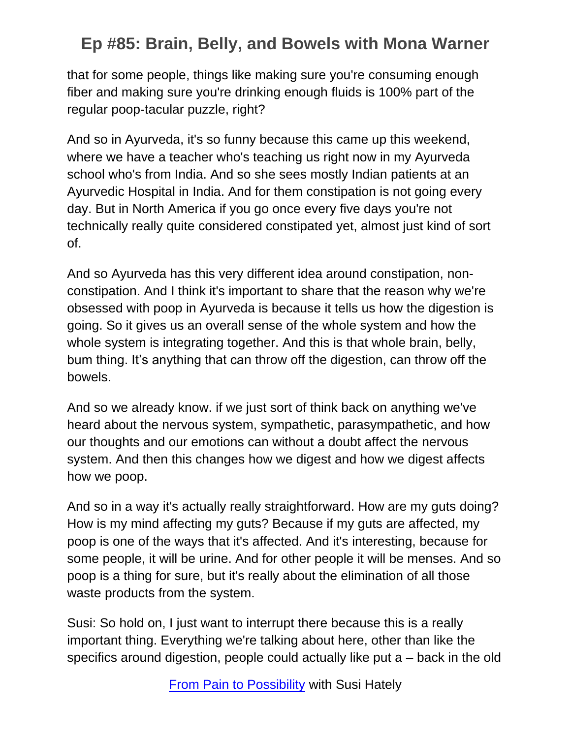that for some people, things like making sure you're consuming enough fiber and making sure you're drinking enough fluids is 100% part of the regular poop-tacular puzzle, right?

And so in Ayurveda, it's so funny because this came up this weekend, where we have a teacher who's teaching us right now in my Ayurveda school who's from India. And so she sees mostly Indian patients at an Ayurvedic Hospital in India. And for them constipation is not going every day. But in North America if you go once every five days you're not technically really quite considered constipated yet, almost just kind of sort of.

And so Ayurveda has this very different idea around constipation, non-constipation. And I think it's important to share that the reason why we're obsessed with poop in Ayurveda is because it tells us how the digestion is going. So it gives us an overall sense of the whole system and how the whole system is integrating together. And this is that whole brain, belly, bum thing. It's anything that can throw off the digestion, can throw off the bowels.

And so we already know. if we just sort of think back on anything we've heard about the nervous system, sympathetic, parasympathetic, and how our thoughts and our emotions can without a doubt affect the nervous system. And then this changes how we digest and how we digest affects how we poop.

And so in a way it's actually really straightforward. How are my guts doing? How is my mind affecting my guts? Because if my guts are affected, my poop is one of the ways that it's affected. And it's interesting, because for some people, it will be urine. And for other people it will be menses. And so poop is a thing for sure, but it's really about the elimination of all those waste products from the system.

Susi: So hold on, I just want to interrupt there because this is a really important thing. Everything we're talking about here, other than like the specifics around digestion, people could actually like put a – back in the old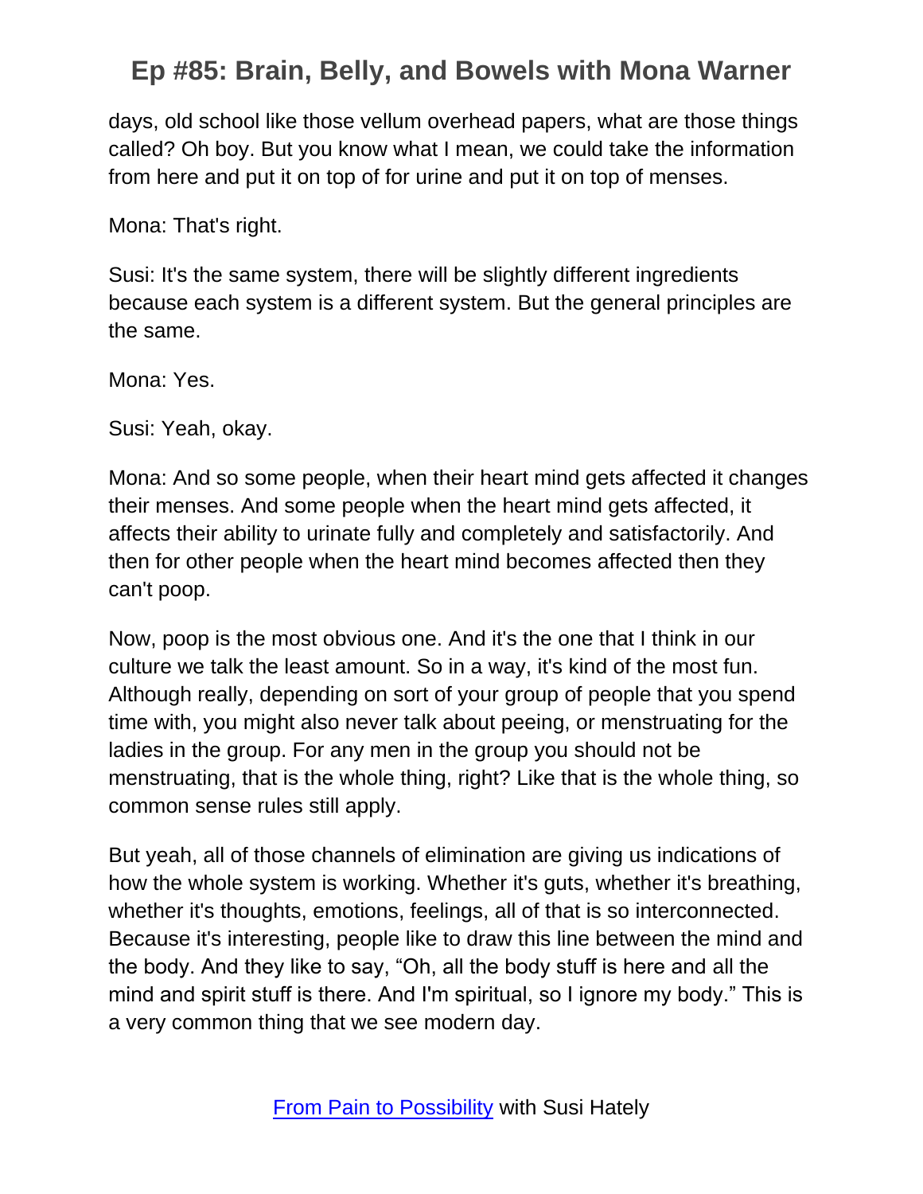days, old school like those vellum overhead papers, what are those things called? Oh boy. But you know what I mean, we could take the information from here and put it on top of for urine and put it on top of menses.

Mona: That's right.

Susi: It's the same system, there will be slightly different ingredients because each system is a different system. But the general principles are the same.

Mona: Yes.

Susi: Yeah, okay.

Mona: And so some people, when their heart mind gets affected it changes their menses. And some people when the heart mind gets affected, it affects their ability to urinate fully and completely and satisfactorily. And then for other people when the heart mind becomes affected then they can't poop.

Now, poop is the most obvious one. And it's the one that I think in our culture we talk the least amount. So in a way, it's kind of the most fun. Although really, depending on sort of your group of people that you spend time with, you might also never talk about peeing, or menstruating for the ladies in the group. For any men in the group you should not be menstruating, that is the whole thing, right? Like that is the whole thing, so common sense rules still apply.

But yeah, all of those channels of elimination are giving us indications of how the whole system is working. Whether it's guts, whether it's breathing, whether it's thoughts, emotions, feelings, all of that is so interconnected. Because it's interesting, people like to draw this line between the mind and the body. And they like to say, "Oh, all the body stuff is here and all the mind and spirit stuff is there. And I'm spiritual, so I ignore my body." This is a very common thing that we see modern day.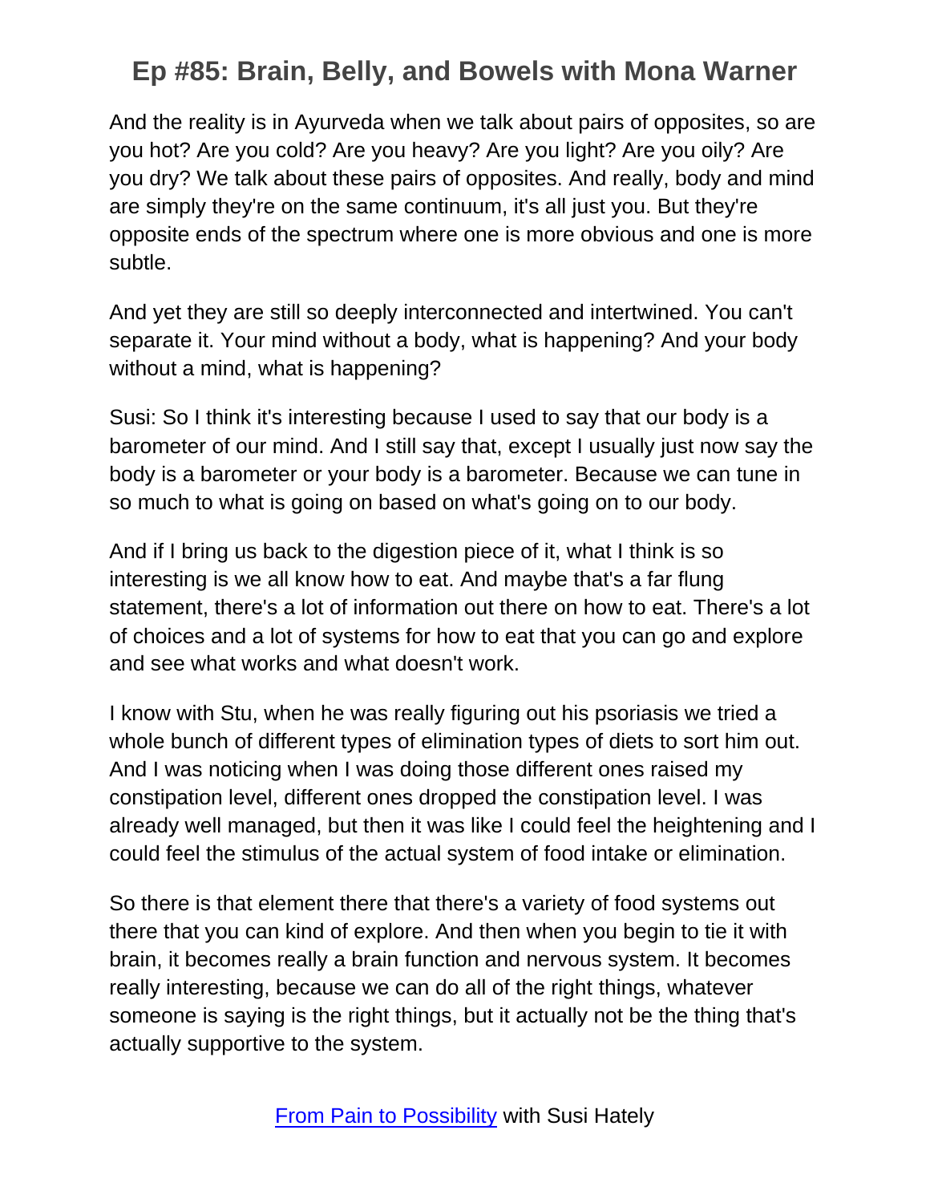And the reality is in Ayurveda when we talk about pairs of opposites, so are you hot? Are you cold? Are you heavy? Are you light? Are you oily? Are you dry? We talk about these pairs of opposites. And really, body and mind are simply they're on the same continuum, it's all just you. But they're opposite ends of the spectrum where one is more obvious and one is more subtle.

And yet they are still so deeply interconnected and intertwined. You can't separate it. Your mind without a body, what is happening? And your body without a mind, what is happening?

Susi: So I think it's interesting because I used to say that our body is a barometer of our mind. And I still say that, except I usually just now say the body is a barometer or your body is a barometer. Because we can tune in so much to what is going on based on what's going on to our body.

And if I bring us back to the digestion piece of it, what I think is so interesting is we all know how to eat. And maybe that's a far flung statement, there's a lot of information out there on how to eat. There's a lot of choices and a lot of systems for how to eat that you can go and explore and see what works and what doesn't work.

I know with Stu, when he was really figuring out his psoriasis we tried a whole bunch of different types of elimination types of diets to sort him out. And I was noticing when I was doing those different ones raised my constipation level, different ones dropped the constipation level. I was already well managed, but then it was like I could feel the heightening and I could feel the stimulus of the actual system of food intake or elimination.

So there is that element there that there's a variety of food systems out there that you can kind of explore. And then when you begin to tie it with brain, it becomes really a brain function and nervous system. It becomes really interesting, because we can do all of the right things, whatever someone is saying is the right things, but it actually not be the thing that's actually supportive to the system.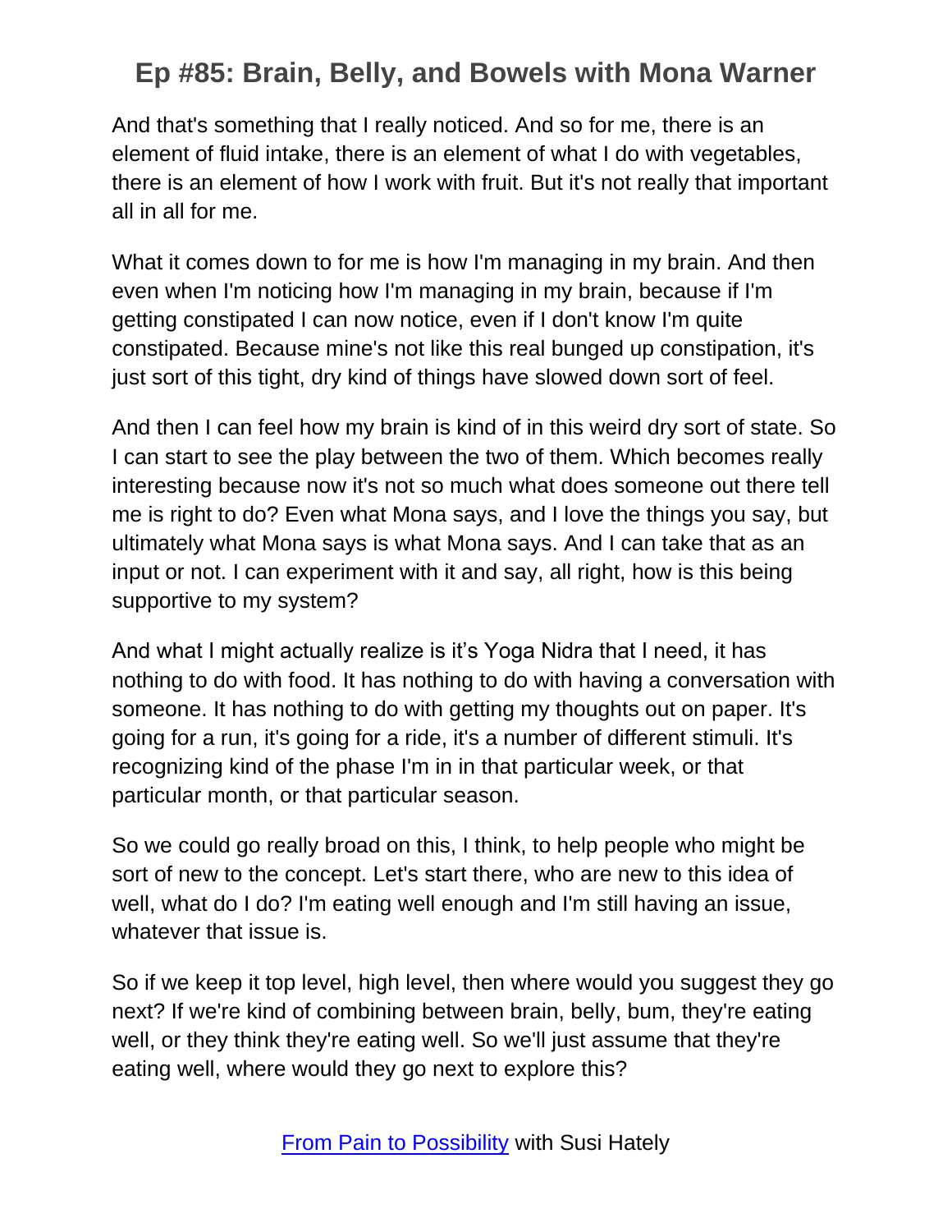And that's something that I really noticed. And so for me, there is an element of fluid intake, there is an element of what I do with vegetables, there is an element of how I work with fruit. But it's not really that important all in all for me.

What it comes down to for me is how I'm managing in my brain. And then even when I'm noticing how I'm managing in my brain, because if I'm getting constipated I can now notice, even if I don't know I'm quite constipated. Because mine's not like this real bunged up constipation, it's just sort of this tight, dry kind of things have slowed down sort of feel.

And then I can feel how my brain is kind of in this weird dry sort of state. So I can start to see the play between the two of them. Which becomes really interesting because now it's not so much what does someone out there tell me is right to do? Even what Mona says, and I love the things you say, but ultimately what Mona says is what Mona says. And I can take that as an input or not. I can experiment with it and say, all right, how is this being supportive to my system?

And what I might actually realize is it's Yoga Nidra that I need, it has nothing to do with food. It has nothing to do with having a conversation with someone. It has nothing to do with getting my thoughts out on paper. It's going for a run, it's going for a ride, it's a number of different stimuli. It's recognizing kind of the phase I'm in in that particular week, or that particular month, or that particular season.

So we could go really broad on this, I think, to help people who might be sort of new to the concept. Let's start there, who are new to this idea of well, what do I do? I'm eating well enough and I'm still having an issue, whatever that issue is.

So if we keep it top level, high level, then where would you suggest they go next? If we're kind of combining between brain, belly, bum, they're eating well, or they think they're eating well. So we'll just assume that they're eating well, where would they go next to explore this?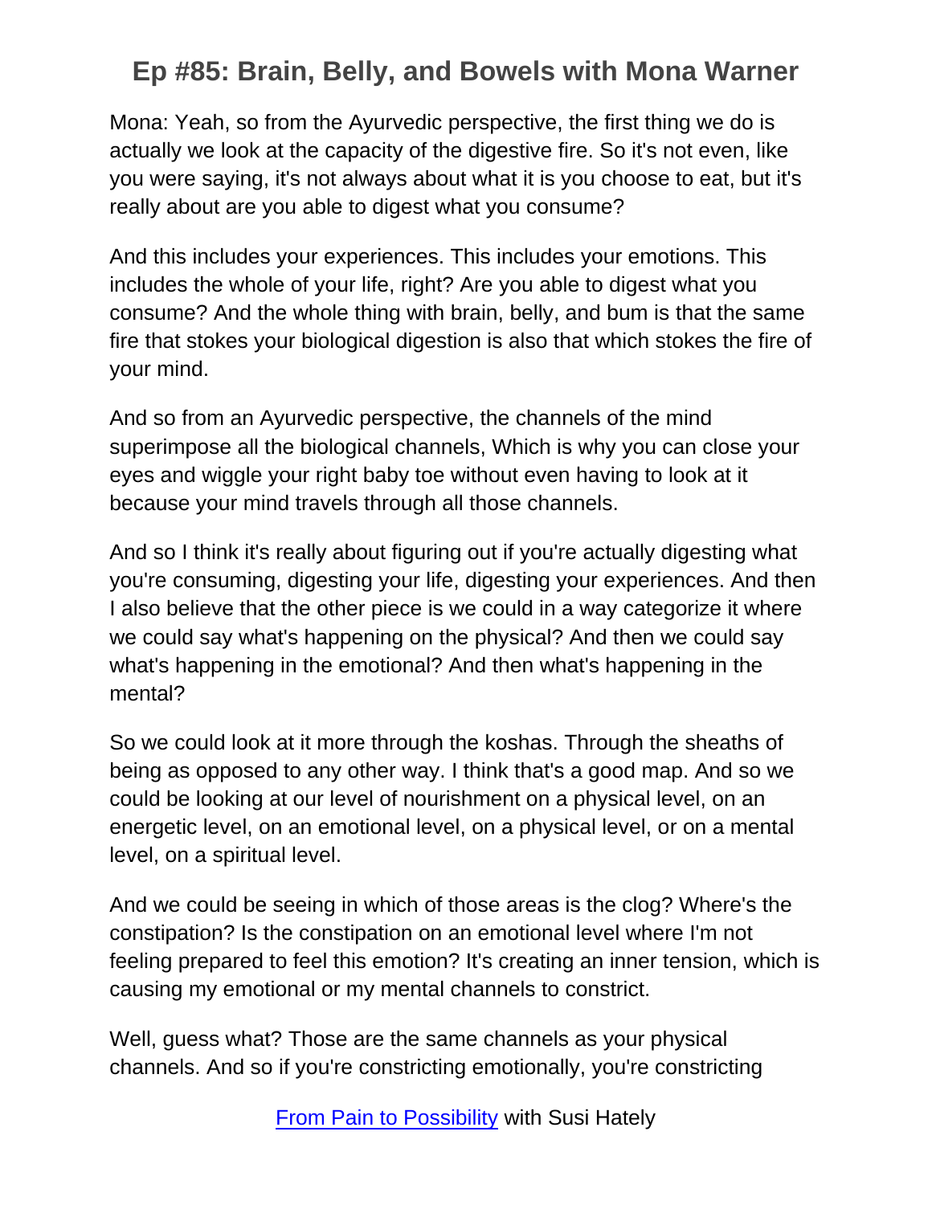Mona: Yeah, so from the Ayurvedic perspective, the first thing we do is actually we look at the capacity of the digestive fire. So it's not even, like you were saying, it's not always about what it is you choose to eat, but it's really about are you able to digest what you consume?

And this includes your experiences. This includes your emotions. This includes the whole of your life, right? Are you able to digest what you consume? And the whole thing with brain, belly, and bum is that the same fire that stokes your biological digestion is also that which stokes the fire of your mind.

And so from an Ayurvedic perspective, the channels of the mind superimpose all the biological channels, Which is why you can close your eyes and wiggle your right baby toe without even having to look at it because your mind travels through all those channels.

And so I think it's really about figuring out if you're actually digesting what you're consuming, digesting your life, digesting your experiences. And then I also believe that the other piece is we could in a way categorize it where we could say what's happening on the physical? And then we could say what's happening in the emotional? And then what's happening in the mental?

So we could look at it more through the koshas. Through the sheaths of being as opposed to any other way. I think that's a good map. And so we could be looking at our level of nourishment on a physical level, on an energetic level, on an emotional level, on a physical level, or on a mental level, on a spiritual level.

And we could be seeing in which of those areas is the clog? Where's the constipation? Is the constipation on an emotional level where I'm not feeling prepared to feel this emotion? It's creating an inner tension, which is causing my emotional or my mental channels to constrict.

Well, guess what? Those are the same channels as your physical channels. And so if you're constricting emotionally, you're constricting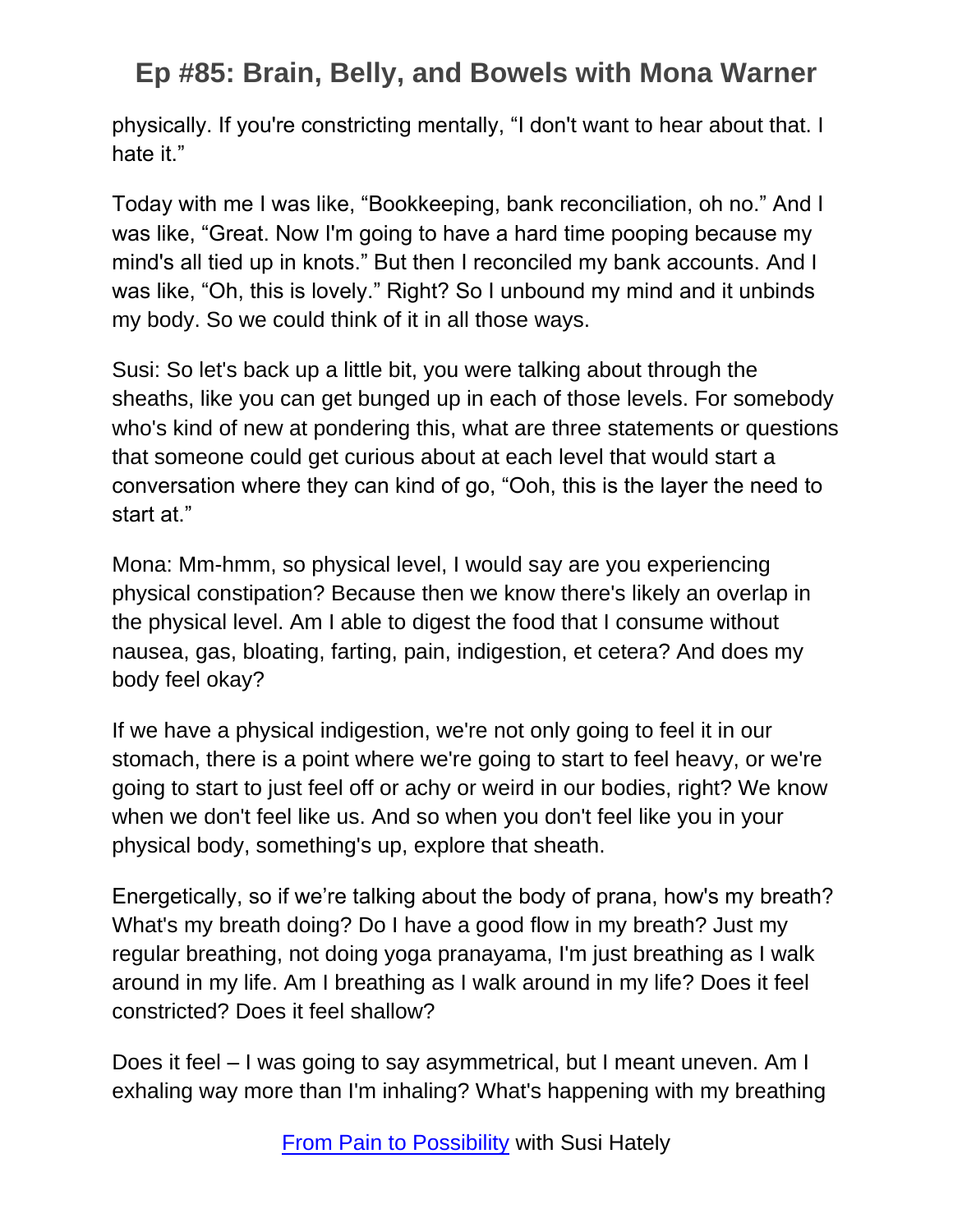physically. If you're constricting mentally, “I don't want to hear about that. I hate it.”

Today with me I was like, “Bookkeeping, bank reconciliation, oh no.” And I was like, “Great. Now I'm going to have a hard time pooping because my mind's all tied up in knots.” But then I reconciled my bank accounts. And I was like, “Oh, this is lovely.” Right? So I unbound my mind and it unbinds my body. So we could think of it in all those ways.

Susi: So let's back up a little bit, you were talking about through the sheaths, like you can get bunged up in each of those levels. For somebody who's kind of new at pondering this, what are three statements or questions that someone could get curious about at each level that would start a conversation where they can kind of go, “Ooh, this is the layer the need to start at.”

Mona: Mm-hmm, so physical level, I would say are you experiencing physical constipation? Because then we know there's likely an overlap in the physical level. Am I able to digest the food that I consume without nausea, gas, bloating, farting, pain, indigestion, et cetera? And does my body feel okay?

If we have a physical indigestion, we're not only going to feel it in our stomach, there is a point where we're going to start to feel heavy, or we're going to start to just feel off or achy or weird in our bodies, right? We know when we don't feel like us. And so when you don't feel like you in your physical body, something's up, explore that sheath.

Energetically, so if we’re talking about the body of prana, how's my breath? What's my breath doing? Do I have a good flow in my breath? Just my regular breathing, not doing yoga pranayama, I'm just breathing as I walk around in my life. Am I breathing as I walk around in my life? Does it feel constricted? Does it feel shallow?

Does it feel – I was going to say asymmetrical, but I meant uneven. Am I exhaling way more than I'm inhaling? What's happening with my breathing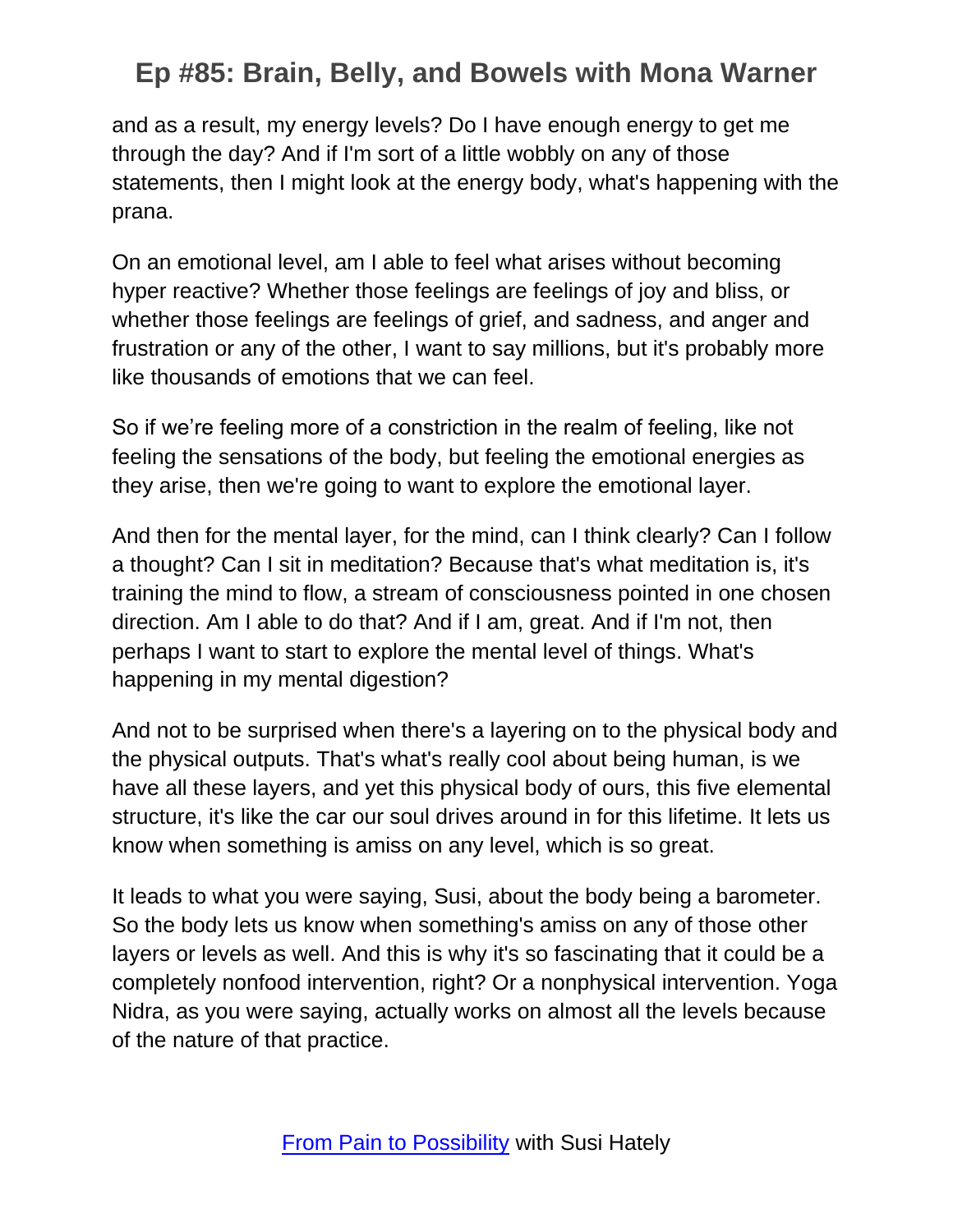and as a result, my energy levels? Do I have enough energy to get me through the day? And if I'm sort of a little wobbly on any of those statements, then I might look at the energy body, what's happening with the prana.

On an emotional level, am I able to feel what arises without becoming hyper reactive? Whether those feelings are feelings of joy and bliss, or whether those feelings are feelings of grief, and sadness, and anger and frustration or any of the other, I want to say millions, but it's probably more like thousands of emotions that we can feel.

So if we're feeling more of a constriction in the realm of feeling, like not feeling the sensations of the body, but feeling the emotional energies as they arise, then we're going to want to explore the emotional layer.

And then for the mental layer, for the mind, can I think clearly? Can I follow a thought? Can I sit in meditation? Because that's what meditation is, it's training the mind to flow, a stream of consciousness pointed in one chosen direction. Am I able to do that? And if I am, great. And if I'm not, then perhaps I want to start to explore the mental level of things. What's happening in my mental digestion?

And not to be surprised when there's a layering on to the physical body and the physical outputs. That's what's really cool about being human, is we have all these layers, and yet this physical body of ours, this five elemental structure, it's like the car our soul drives around in for this lifetime. It lets us know when something is amiss on any level, which is so great.

It leads to what you were saying, Susi, about the body being a barometer. So the body lets us know when something's amiss on any of those other layers or levels as well. And this is why it's so fascinating that it could be a completely nonfood intervention, right? Or a nonphysical intervention. Yoga Nidra, as you were saying, actually works on almost all the levels because of the nature of that practice.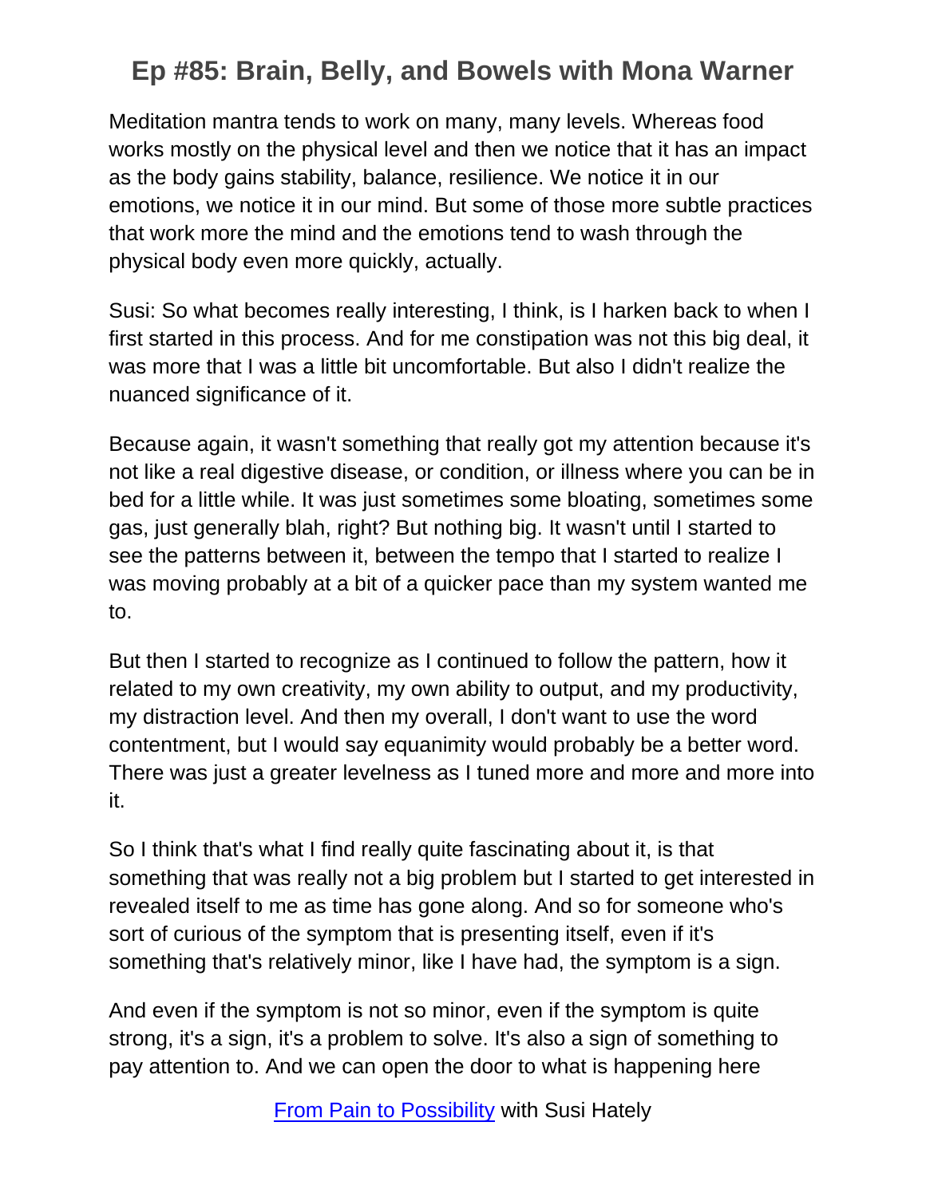Meditation mantra tends to work on many, many levels. Whereas food works mostly on the physical level and then we notice that it has an impact as the body gains stability, balance, resilience. We notice it in our emotions, we notice it in our mind. But some of those more subtle practices that work more the mind and the emotions tend to wash through the physical body even more quickly, actually.

Susi: So what becomes really interesting, I think, is I harken back to when I first started in this process. And for me constipation was not this big deal, it was more that I was a little bit uncomfortable. But also I didn't realize the nuanced significance of it.

Because again, it wasn't something that really got my attention because it's not like a real digestive disease, or condition, or illness where you can be in bed for a little while. It was just sometimes some bloating, sometimes some gas, just generally blah, right? But nothing big. It wasn't until I started to see the patterns between it, between the tempo that I started to realize I was moving probably at a bit of a quicker pace than my system wanted me to.

But then I started to recognize as I continued to follow the pattern, how it related to my own creativity, my own ability to output, and my productivity, my distraction level. And then my overall, I don't want to use the word contentment, but I would say equanimity would probably be a better word. There was just a greater levelness as I tuned more and more and more into it.

So I think that's what I find really quite fascinating about it, is that something that was really not a big problem but I started to get interested in revealed itself to me as time has gone along. And so for someone who's sort of curious of the symptom that is presenting itself, even if it's something that's relatively minor, like I have had, the symptom is a sign.

And even if the symptom is not so minor, even if the symptom is quite strong, it's a sign, it's a problem to solve. It's also a sign of something to pay attention to. And we can open the door to what is happening here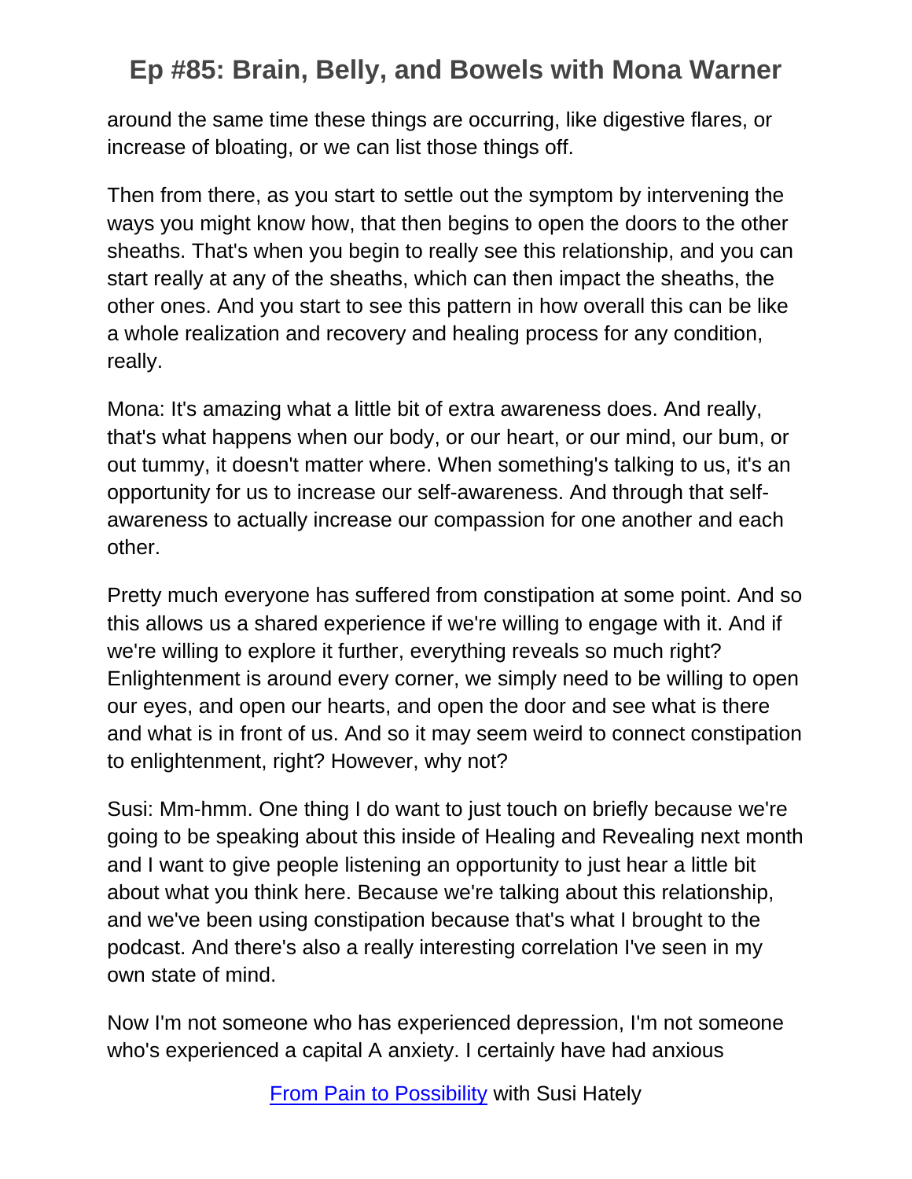around the same time these things are occurring, like digestive flares, or increase of bloating, or we can list those things off.

Then from there, as you start to settle out the symptom by intervening the ways you might know how, that then begins to open the doors to the other sheaths. That's when you begin to really see this relationship, and you can start really at any of the sheaths, which can then impact the sheaths, the other ones. And you start to see this pattern in how overall this can be like a whole realization and recovery and healing process for any condition, really.

Mona: It's amazing what a little bit of extra awareness does. And really, that's what happens when our body, or our heart, or our mind, our bum, or out tummy, it doesn't matter where. When something's talking to us, it's an opportunity for us to increase our self-awareness. And through that self-awareness to actually increase our compassion for one another and each other.

Pretty much everyone has suffered from constipation at some point. And so this allows us a shared experience if we're willing to engage with it. And if we're willing to explore it further, everything reveals so much right? Enlightenment is around every corner, we simply need to be willing to open our eyes, and open our hearts, and open the door and see what is there and what is in front of us. And so it may seem weird to connect constipation to enlightenment, right? However, why not?

Susi: Mm-hmm. One thing I do want to just touch on briefly because we're going to be speaking about this inside of Healing and Revealing next month and I want to give people listening an opportunity to just hear a little bit about what you think here. Because we're talking about this relationship, and we've been using constipation because that's what I brought to the podcast. And there's also a really interesting correlation I've seen in my own state of mind.

Now I'm not someone who has experienced depression, I'm not someone who's experienced a capital A anxiety. I certainly have had anxious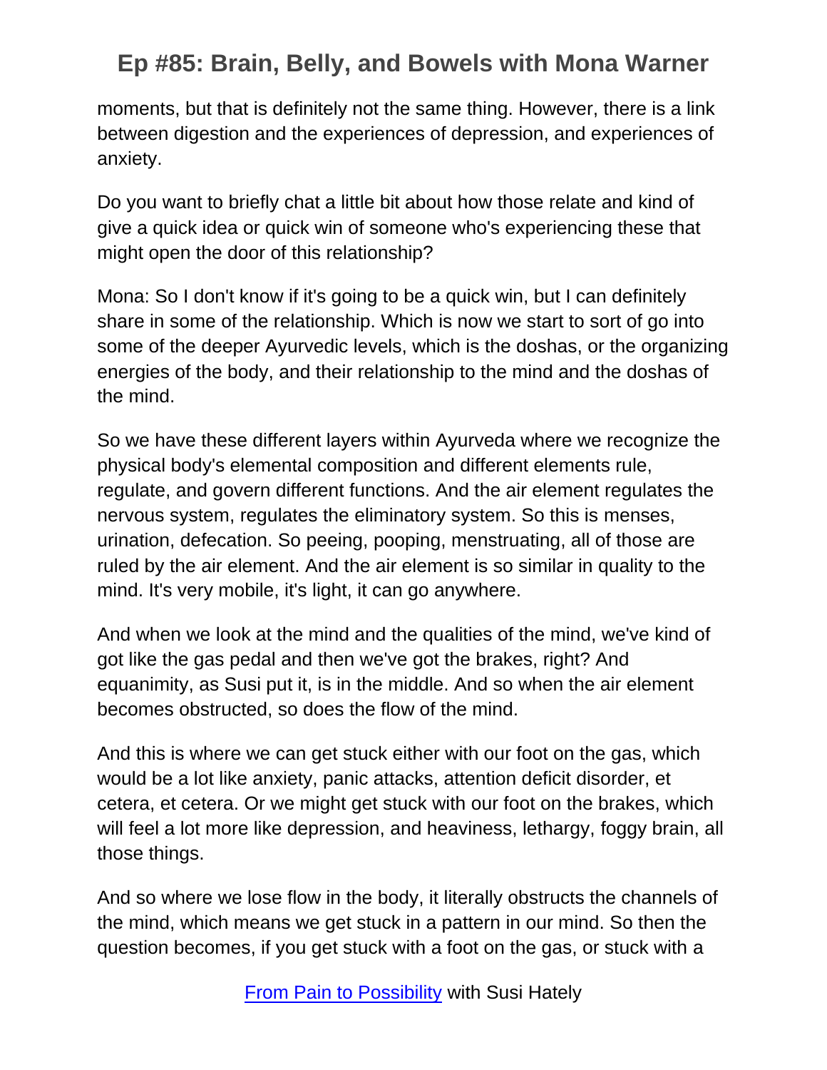moments, but that is definitely not the same thing. However, there is a link between digestion and the experiences of depression, and experiences of anxiety.

Do you want to briefly chat a little bit about how those relate and kind of give a quick idea or quick win of someone who's experiencing these that might open the door of this relationship?

Mona: So I don't know if it's going to be a quick win, but I can definitely share in some of the relationship. Which is now we start to sort of go into some of the deeper Ayurvedic levels, which is the doshas, or the organizing energies of the body, and their relationship to the mind and the doshas of the mind.

So we have these different layers within Ayurveda where we recognize the physical body's elemental composition and different elements rule, regulate, and govern different functions. And the air element regulates the nervous system, regulates the eliminatory system. So this is menses, urination, defecation. So peeing, pooping, menstruating, all of those are ruled by the air element. And the air element is so similar in quality to the mind. It's very mobile, it's light, it can go anywhere.

And when we look at the mind and the qualities of the mind, we've kind of got like the gas pedal and then we've got the brakes, right? And equanimity, as Susi put it, is in the middle. And so when the air element becomes obstructed, so does the flow of the mind.

And this is where we can get stuck either with our foot on the gas, which would be a lot like anxiety, panic attacks, attention deficit disorder, et cetera, et cetera. Or we might get stuck with our foot on the brakes, which will feel a lot more like depression, and heaviness, lethargy, foggy brain, all those things.

And so where we lose flow in the body, it literally obstructs the channels of the mind, which means we get stuck in a pattern in our mind. So then the question becomes, if you get stuck with a foot on the gas, or stuck with a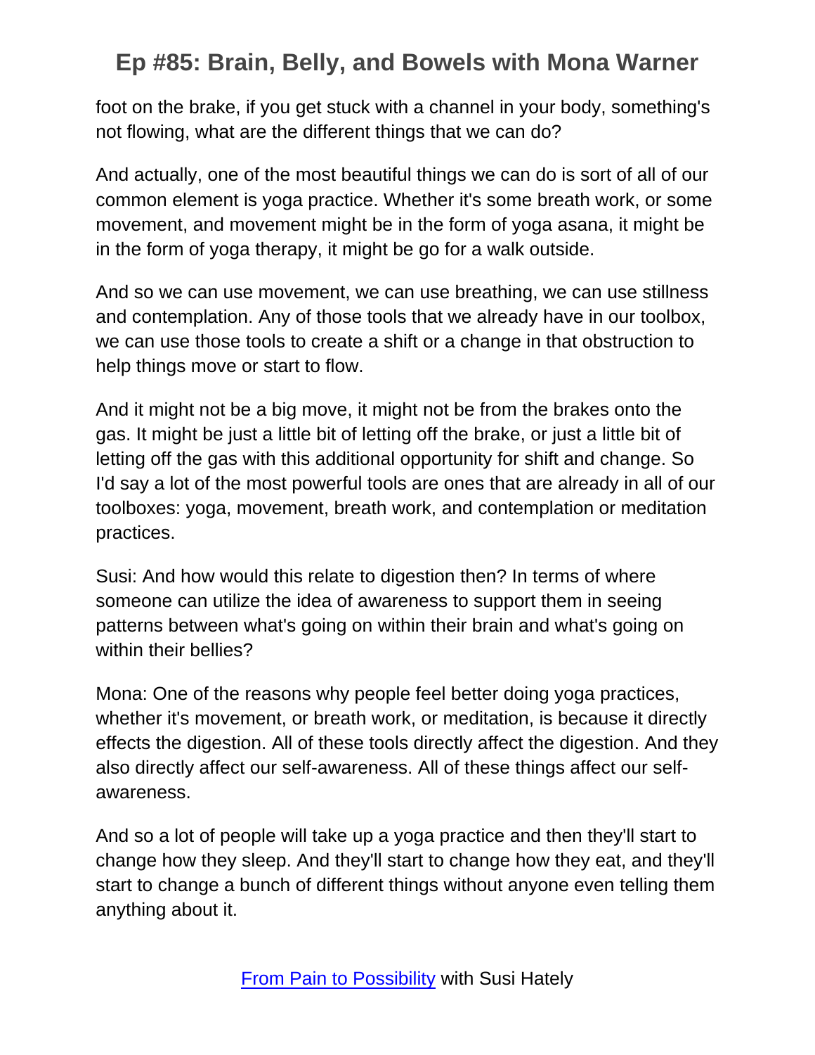foot on the brake, if you get stuck with a channel in your body, something's not flowing, what are the different things that we can do?

And actually, one of the most beautiful things we can do is sort of all of our common element is yoga practice. Whether it's some breath work, or some movement, and movement might be in the form of yoga asana, it might be in the form of yoga therapy, it might be go for a walk outside.

And so we can use movement, we can use breathing, we can use stillness and contemplation. Any of those tools that we already have in our toolbox, we can use those tools to create a shift or a change in that obstruction to help things move or start to flow.

And it might not be a big move, it might not be from the brakes onto the gas. It might be just a little bit of letting off the brake, or just a little bit of letting off the gas with this additional opportunity for shift and change. So I'd say a lot of the most powerful tools are ones that are already in all of our toolboxes: yoga, movement, breath work, and contemplation or meditation practices.

Susi: And how would this relate to digestion then? In terms of where someone can utilize the idea of awareness to support them in seeing patterns between what's going on within their brain and what's going on within their bellies?

Mona: One of the reasons why people feel better doing yoga practices, whether it's movement, or breath work, or meditation, is because it directly effects the digestion. All of these tools directly affect the digestion. And they also directly affect our self-awareness. All of these things affect our self-awareness.

And so a lot of people will take up a yoga practice and then they'll start to change how they sleep. And they'll start to change how they eat, and they'll start to change a bunch of different things without anyone even telling them anything about it.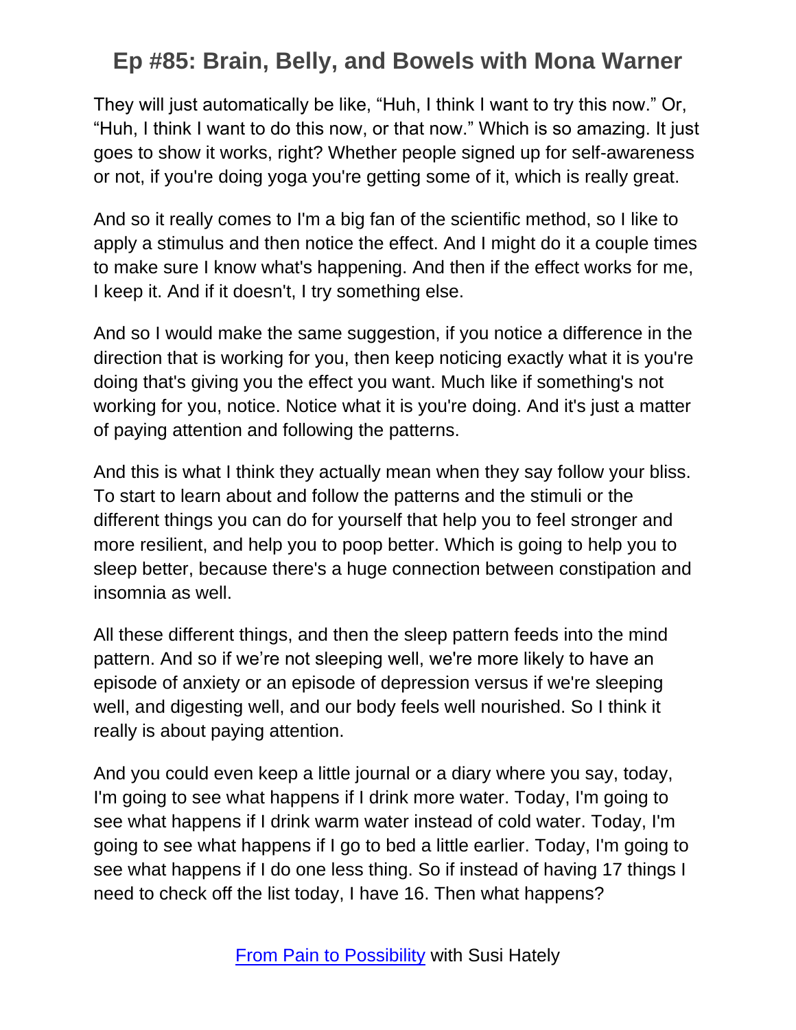They will just automatically be like, “Huh, I think I want to try this now.” Or, “Huh, I think I want to do this now, or that now.” Which is so amazing. It just goes to show it works, right? Whether people signed up for self-awareness or not, if you're doing yoga you're getting some of it, which is really great.

And so it really comes to I'm a big fan of the scientific method, so I like to apply a stimulus and then notice the effect. And I might do it a couple times to make sure I know what's happening. And then if the effect works for me, I keep it. And if it doesn't, I try something else.

And so I would make the same suggestion, if you notice a difference in the direction that is working for you, then keep noticing exactly what it is you're doing that's giving you the effect you want. Much like if something's not working for you, notice. Notice what it is you're doing. And it's just a matter of paying attention and following the patterns.

And this is what I think they actually mean when they say follow your bliss. To start to learn about and follow the patterns and the stimuli or the different things you can do for yourself that help you to feel stronger and more resilient, and help you to poop better. Which is going to help you to sleep better, because there's a huge connection between constipation and insomnia as well.

All these different things, and then the sleep pattern feeds into the mind pattern. And so if we’re not sleeping well, we're more likely to have an episode of anxiety or an episode of depression versus if we're sleeping well, and digesting well, and our body feels well nourished. So I think it really is about paying attention.

And you could even keep a little journal or a diary where you say, today, I'm going to see what happens if I drink more water. Today, I'm going to see what happens if I drink warm water instead of cold water. Today, I'm going to see what happens if I go to bed a little earlier. Today, I'm going to see what happens if I do one less thing. So if instead of having 17 things I need to check off the list today, I have 16. Then what happens?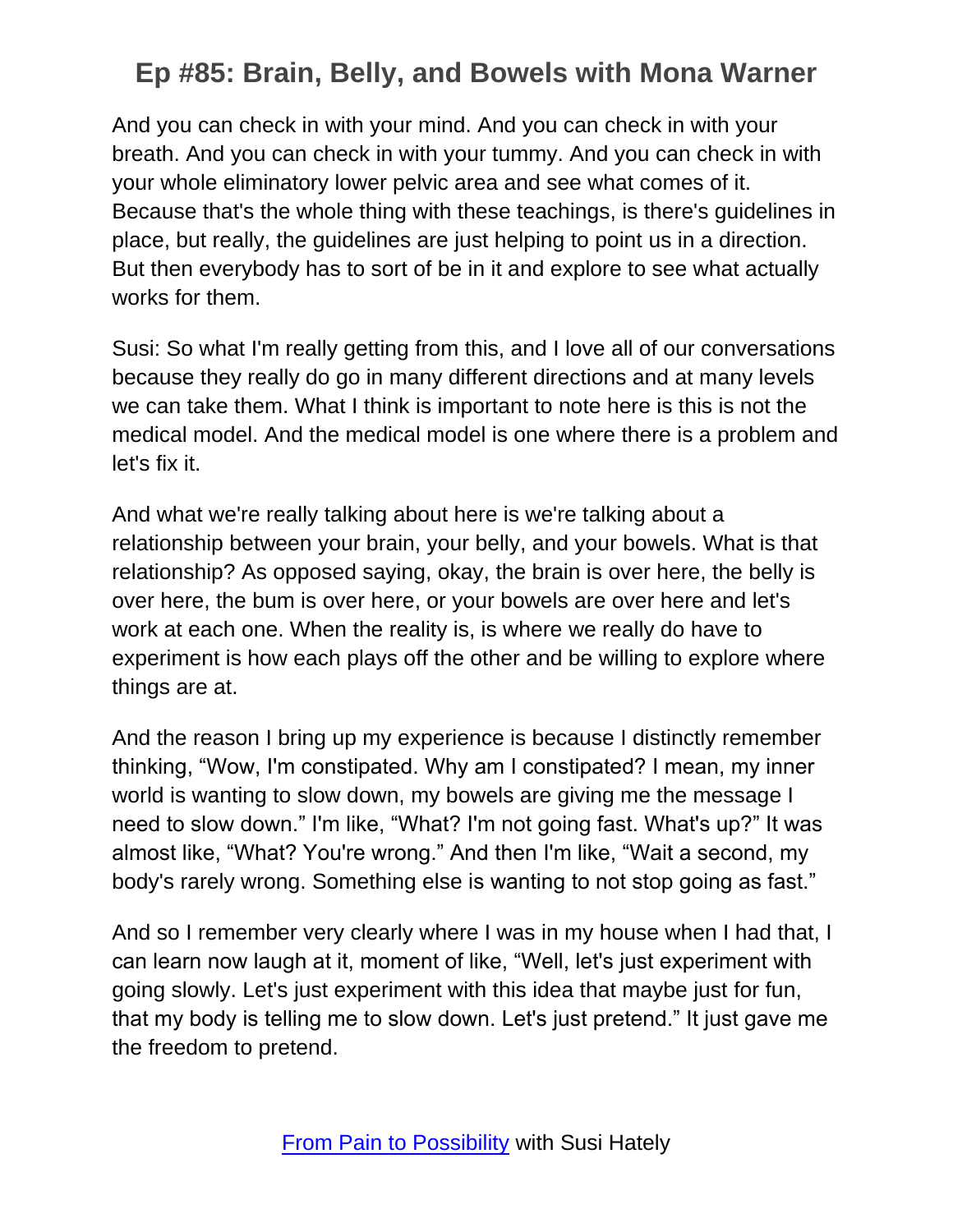And you can check in with your mind. And you can check in with your breath. And you can check in with your tummy. And you can check in with your whole eliminatory lower pelvic area and see what comes of it. Because that's the whole thing with these teachings, is there's guidelines in place, but really, the guidelines are just helping to point us in a direction. But then everybody has to sort of be in it and explore to see what actually works for them.

Susi: So what I'm really getting from this, and I love all of our conversations because they really do go in many different directions and at many levels we can take them. What I think is important to note here is this is not the medical model. And the medical model is one where there is a problem and let's fix it.

And what we're really talking about here is we're talking about a relationship between your brain, your belly, and your bowels. What is that relationship? As opposed saying, okay, the brain is over here, the belly is over here, the bum is over here, or your bowels are over here and let's work at each one. When the reality is, is where we really do have to experiment is how each plays off the other and be willing to explore where things are at.

And the reason I bring up my experience is because I distinctly remember thinking, "Wow, I'm constipated. Why am I constipated? I mean, my inner world is wanting to slow down, my bowels are giving me the message I need to slow down." I'm like, "What? I'm not going fast. What's up?" It was almost like, "What? You're wrong." And then I'm like, "Wait a second, my body's rarely wrong. Something else is wanting to not stop going as fast."

And so I remember very clearly where I was in my house when I had that, I can learn now laugh at it, moment of like, "Well, let's just experiment with going slowly. Let's just experiment with this idea that maybe just for fun, that my body is telling me to slow down. Let's just pretend." It just gave me the freedom to pretend.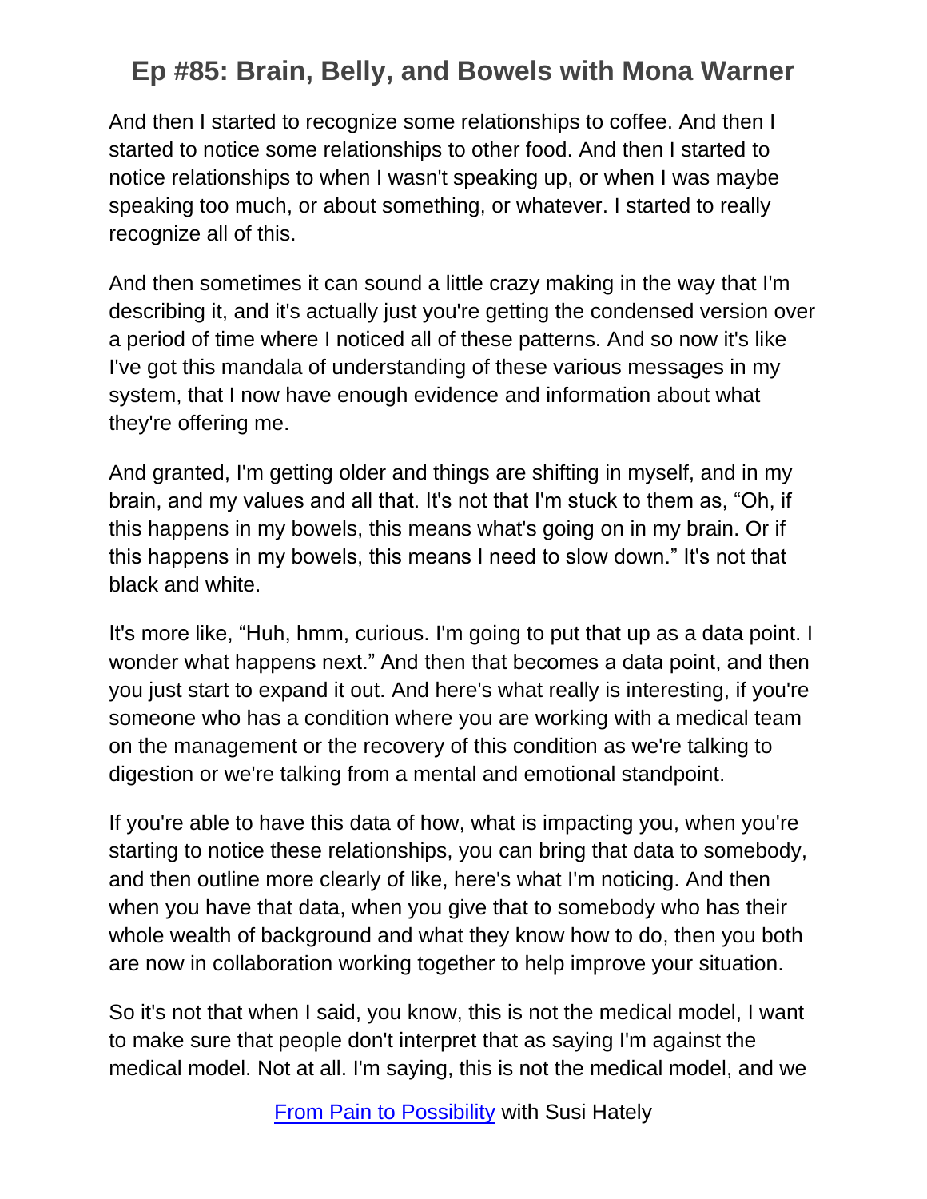And then I started to recognize some relationships to coffee. And then I started to notice some relationships to other food. And then I started to notice relationships to when I wasn't speaking up, or when I was maybe speaking too much, or about something, or whatever. I started to really recognize all of this.

And then sometimes it can sound a little crazy making in the way that I'm describing it, and it's actually just you're getting the condensed version over a period of time where I noticed all of these patterns. And so now it's like I've got this mandala of understanding of these various messages in my system, that I now have enough evidence and information about what they're offering me.

And granted, I'm getting older and things are shifting in myself, and in my brain, and my values and all that. It's not that I'm stuck to them as, "Oh, if this happens in my bowels, this means what's going on in my brain. Or if this happens in my bowels, this means I need to slow down." It's not that black and white.

It's more like, "Huh, hmm, curious. I'm going to put that up as a data point. I wonder what happens next." And then that becomes a data point, and then you just start to expand it out. And here's what really is interesting, if you're someone who has a condition where you are working with a medical team on the management or the recovery of this condition as we're talking to digestion or we're talking from a mental and emotional standpoint.

If you're able to have this data of how, what is impacting you, when you're starting to notice these relationships, you can bring that data to somebody, and then outline more clearly of like, here's what I'm noticing. And then when you have that data, when you give that to somebody who has their whole wealth of background and what they know how to do, then you both are now in collaboration working together to help improve your situation.

So it's not that when I said, you know, this is not the medical model, I want to make sure that people don't interpret that as saying I'm against the medical model. Not at all. I'm saying, this is not the medical model, and we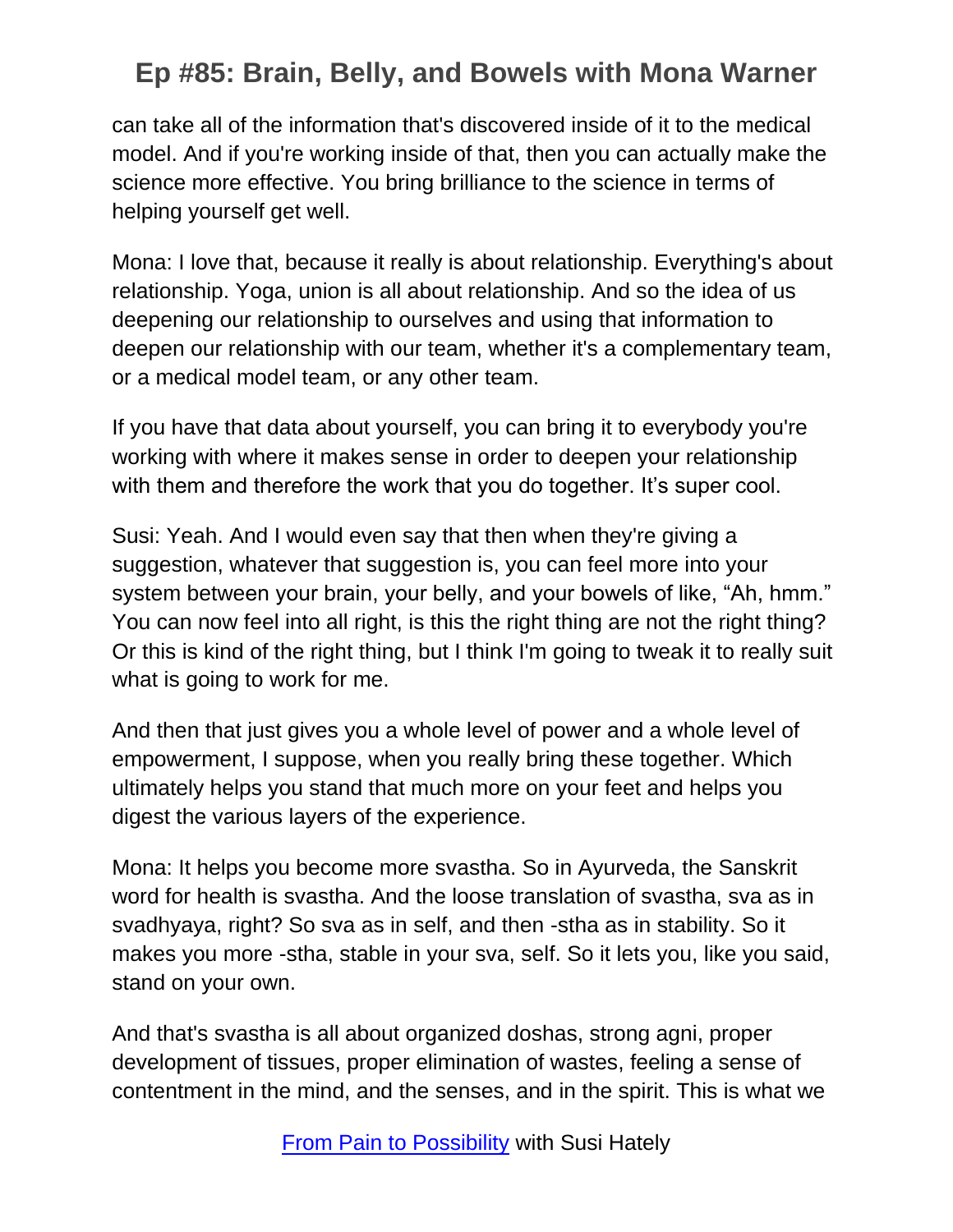can take all of the information that's discovered inside of it to the medical model. And if you're working inside of that, then you can actually make the science more effective. You bring brilliance to the science in terms of helping yourself get well.

Mona: I love that, because it really is about relationship. Everything's about relationship. Yoga, union is all about relationship. And so the idea of us deepening our relationship to ourselves and using that information to deepen our relationship with our team, whether it's a complementary team, or a medical model team, or any other team.

If you have that data about yourself, you can bring it to everybody you're working with where it makes sense in order to deepen your relationship with them and therefore the work that you do together. It's super cool.

Susi: Yeah. And I would even say that then when they're giving a suggestion, whatever that suggestion is, you can feel more into your system between your brain, your belly, and your bowels of like, "Ah, hmm." You can now feel into all right, is this the right thing are not the right thing? Or this is kind of the right thing, but I think I'm going to tweak it to really suit what is going to work for me.

And then that just gives you a whole level of power and a whole level of empowerment, I suppose, when you really bring these together. Which ultimately helps you stand that much more on your feet and helps you digest the various layers of the experience.

Mona: It helps you become more svastha. So in Ayurveda, the Sanskrit word for health is svastha. And the loose translation of svastha, sva as in svadhyaya, right? So sva as in self, and then -stha as in stability. So it makes you more -stha, stable in your sva, self. So it lets you, like you said, stand on your own.

And that's svastha is all about organized doshas, strong agni, proper development of tissues, proper elimination of wastes, feeling a sense of contentment in the mind, and the senses, and in the spirit. This is what we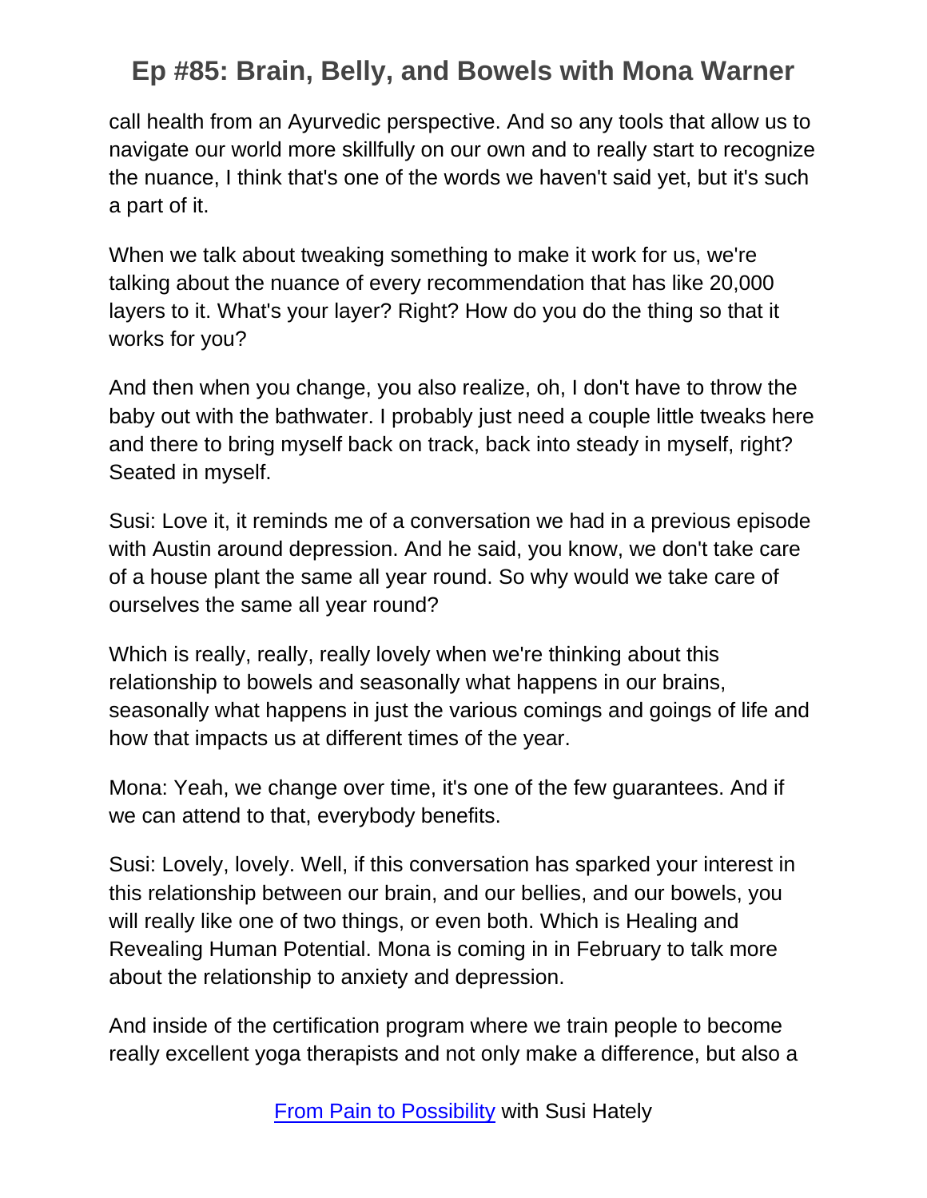call health from an Ayurvedic perspective. And so any tools that allow us to navigate our world more skillfully on our own and to really start to recognize the nuance, I think that's one of the words we haven't said yet, but it's such a part of it.

When we talk about tweaking something to make it work for us, we're talking about the nuance of every recommendation that has like 20,000 layers to it. What's your layer? Right? How do you do the thing so that it works for you?

And then when you change, you also realize, oh, I don't have to throw the baby out with the bathwater. I probably just need a couple little tweaks here and there to bring myself back on track, back into steady in myself, right? Seated in myself.

Susi: Love it, it reminds me of a conversation we had in a previous episode with Austin around depression. And he said, you know, we don't take care of a house plant the same all year round. So why would we take care of ourselves the same all year round?

Which is really, really, really lovely when we're thinking about this relationship to bowels and seasonally what happens in our brains, seasonally what happens in just the various comings and goings of life and how that impacts us at different times of the year.

Mona: Yeah, we change over time, it's one of the few guarantees. And if we can attend to that, everybody benefits.

Susi: Lovely, lovely. Well, if this conversation has sparked your interest in this relationship between our brain, and our bellies, and our bowels, you will really like one of two things, or even both. Which is Healing and Revealing Human Potential. Mona is coming in in February to talk more about the relationship to anxiety and depression.

And inside of the certification program where we train people to become really excellent yoga therapists and not only make a difference, but also a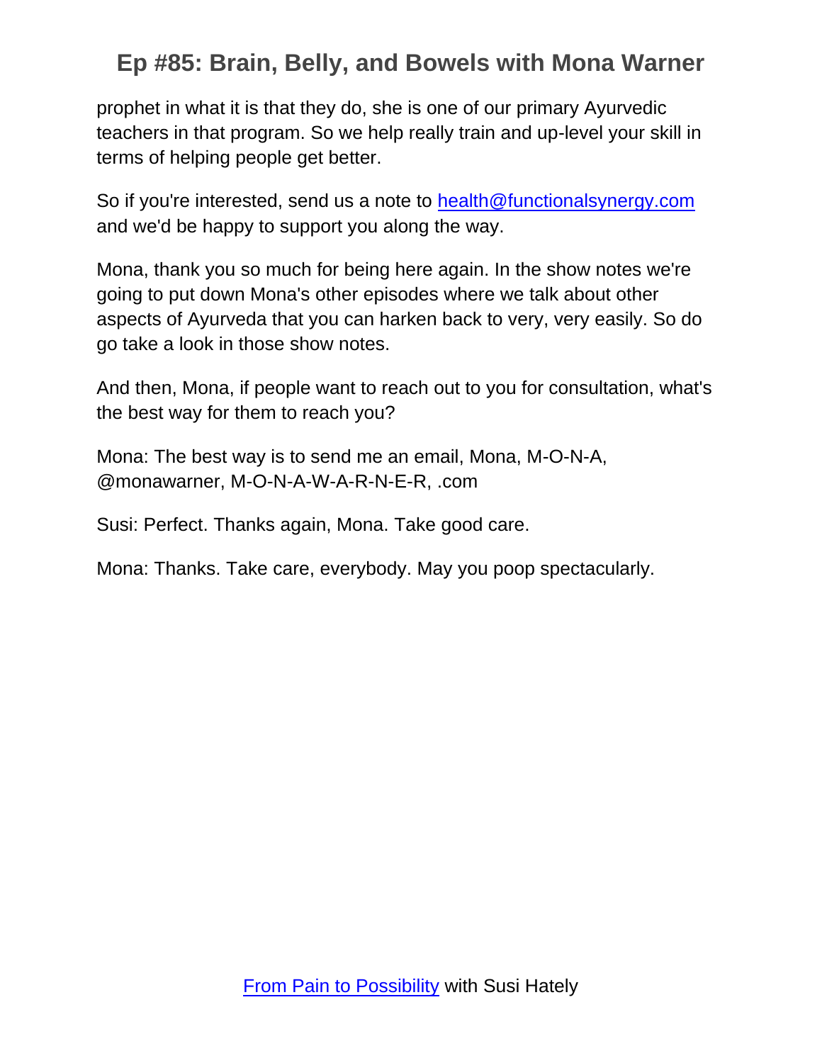prophet in what it is that they do, she is one of our primary Ayurvedic teachers in that program. So we help really train and up-level your skill in terms of helping people get better.

So if you're interested, send us a note to health@functionalsynergy.com and we'd be happy to support you along the way.

Mona, thank you so much for being here again. In the show notes we're going to put down Mona's other episodes where we talk about other aspects of Ayurveda that you can harken back to very, very easily. So do go take a look in those show notes.

And then, Mona, if people want to reach out to you for consultation, what's the best way for them to reach you?

Mona: The best way is to send me an email, Mona, M-O-N-A, @monawarner, M-O-N-A-W-A-R-N-E-R, .com

Susi: Perfect. Thanks again, Mona. Take good care.

Mona: Thanks. Take care, everybody. May you poop spectacularly.